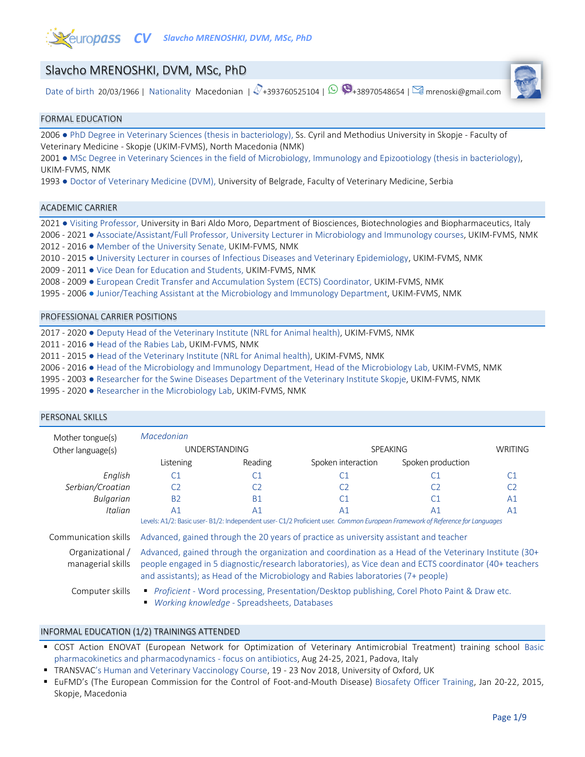# Slavcho MRENOSHKI, DVM, MSc, PhD

Date of birth 20/03/1966 | Nationality Macedonian | +393760525104 | +38970548654 | mrenoski@gmail.com

## FORMAL EDUCATION

2006 ● PhD Degree in Veterinary Sciences (thesis in bacteriology), Ss. Cyril and Methodius University in Skopje - Faculty of Veterinary Medicine - Skopje (UKIM-FVMS), North Macedonia (NMK)

2001 ● MSc Degree in Veterinary Sciences in the field of Microbiology, Immunology and Epizootiology (thesis in bacteriology), UKIM-FVMS, NMK

1993 ● Doctor of Veterinary Medicine (DVM), University of Belgrade, Faculty of Veterinary Medicine, Serbia

## ACADEMIC CARRIER

2021 ● Visiting Professor, University in Bari Aldo Moro, Department of Biosciences, Biotechnologies and Biopharmaceutics, Italy

2006 - 2021 ● Associate/Assistant/Full Professor, University Lecturer in Microbiology and Immunology courses, UKIM-FVMS, NMK

2012 - 2016 ● Member of the University Senate, UKIM-FVMS, NMK

2010 - 2015 ● University Lecturer in courses of Infectious Diseases and Veterinary Epidemiology, UKIM-FVMS, NMK

2009 - 2011 ● Vice Dean for Education and Students, UKIM-FVMS, NMK

2008 - 2009 ● European Credit Transfer and Accumulation System (ECTS) Coordinator, UKIM-FVMS, NMK

1995 - 2006 ● Junior/Teaching Assistant at the Microbiology and Immunology Department, UKIM-FVMS, NMK

## PROFESSIONAL CARRIER POSITIONS

2017 - 2020 ● Deputy Head of the Veterinary Institute (NRL for Animal health), UKIM-FVMS, NMK

2011 - 2016 ● Head of the Rabies Lab, UKIM-FVMS, NMK

2011 - 2015 ● Head of the Veterinary Institute (NRL for Animal health), UKIM-FVMS, NMK

2006 - 2016 ● Head of the Microbiology and Immunology Department, Head of the Microbiology Lab, UKIM-FVMS, NMK

1995 - 2003 ● Researcher for the Swine Diseases Department of the Veterinary Institute Skopje, UKIM-FVMS, NMK

1995 - 2020 ● Researcher in the Microbiology Lab, UKIM-FVMS, NMK

## PERSONAL SKILLS

Mother tongue(s): *Macedonian*

Other language(s):

| | UNDERSTANDING | | SPEAKING | | WRITING |
|---|---|---|---|---|---|
| | Listening | Reading | Spoken interaction | Spoken production | |
| *English* | C1 | C1 | C1 | C1 | C1 |
| *Serbian/Croatian* | C2 | C2 | C2 | C2 | C2 |
| *Bulgarian* | B2 | B1 | C1 | C1 | A1 |
| *Italian* | A1 | A1 | A1 | A1 | A1 |

Levels: A1/2: Basic user- B1/2: Independent user- C1/2 Proficient user. *Common European Framework of Reference for Languages*

**Communication skills**: Advanced, gained through the 20 years of practice as university assistant and teacher

**Organizational / managerial skills**: Advanced, gained through the organization and coordination as a Head of the Veterinary Institute (30+ people engaged in 5 diagnostic/research laboratories), as Vice dean and ECTS coordinator (40+ teachers and assistants); as Head of the Microbiology and Rabies laboratories (7+ people)

**Computer skills**:
- *Proficient* - Word processing, Presentation/Desktop publishing, Corel Photo Paint & Draw etc.
- *Working knowledge* - Spreadsheets, Databases

## INFORMAL EDUCATION (1/2) TRAININGS ATTENDED

- COST Action ENOVAT (European Network for Optimization of Veterinary Antimicrobial Treatment) training school Basic pharmacokinetics and pharmacodynamics - focus on antibiotics, Aug 24-25, 2021, Padova, Italy
- TRANSVAC's Human and Veterinary Vaccinology Course, 19 - 23 Nov 2018, University of Oxford, UK
- EuFMD's (The European Commission for the Control of Foot-and-Mouth Disease) Biosafety Officer Training, Jan 20-22, 2015, Skopje, Macedonia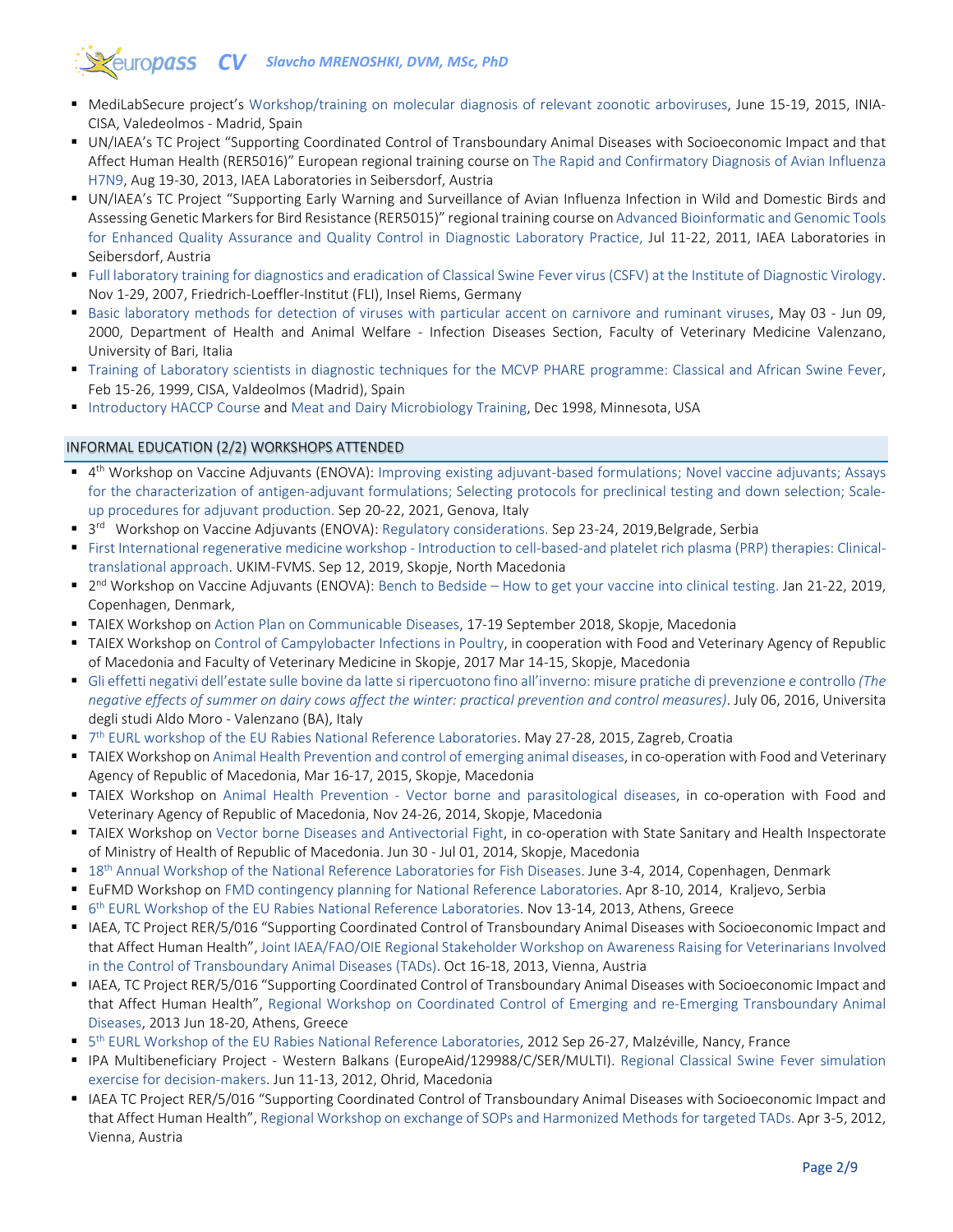- MediLabSecure project's Workshop/training on molecular diagnosis of relevant zoonotic arboviruses, June 15-19, 2015, INIA-CISA, Valedeolmos - Madrid, Spain
- UN/IAEA's TC Project "Supporting Coordinated Control of Transboundary Animal Diseases with Socioeconomic Impact and that Affect Human Health (RER5016)" European regional training course on The Rapid and Confirmatory Diagnosis of Avian Influenza H7N9, Aug 19-30, 2013, IAEA Laboratories in Seibersdorf, Austria
- UN/IAEA's TC Project "Supporting Early Warning and Surveillance of Avian Influenza Infection in Wild and Domestic Birds and Assessing Genetic Markers for Bird Resistance (RER5015)" regional training course on Advanced Bioinformatic and Genomic Tools for Enhanced Quality Assurance and Quality Control in Diagnostic Laboratory Practice, Jul 11-22, 2011, IAEA Laboratories in Seibersdorf, Austria
- Full laboratory training for diagnostics and eradication of Classical Swine Fever virus (CSFV) at the Institute of Diagnostic Virology. Nov 1-29, 2007, Friedrich-Loeffler-Institut (FLI), Insel Riems, Germany
- Basic laboratory methods for detection of viruses with particular accent on carnivore and ruminant viruses, May 03 - Jun 09, 2000, Department of Health and Animal Welfare - Infection Diseases Section, Faculty of Veterinary Medicine Valenzano, University of Bari, Italia
- Training of Laboratory scientists in diagnostic techniques for the MCVP PHARE programme: Classical and African Swine Fever, Feb 15-26, 1999, CISA, Valdeolmos (Madrid), Spain
- Introductory HACCP Course and Meat and Dairy Microbiology Training, Dec 1998, Minnesota, USA

## INFORMAL EDUCATION (2/2) WORKSHOPS ATTENDED

- 4th Workshop on Vaccine Adjuvants (ENOVA): Improving existing adjuvant-based formulations; Novel vaccine adjuvants; Assays for the characterization of antigen-adjuvant formulations; Selecting protocols for preclinical testing and down selection; Scale-up procedures for adjuvant production. Sep 20-22, 2021, Genova, Italy
- 3rd Workshop on Vaccine Adjuvants (ENOVA): Regulatory considerations. Sep 23-24, 2019,Belgrade, Serbia
- First International regenerative medicine workshop - Introduction to cell-based-and platelet rich plasma (PRP) therapies: Clinical-translational approach. UKIM-FVMS. Sep 12, 2019, Skopje, North Macedonia
- 2nd Workshop on Vaccine Adjuvants (ENOVA): Bench to Bedside – How to get your vaccine into clinical testing. Jan 21-22, 2019, Copenhagen, Denmark,
- TAIEX Workshop on Action Plan on Communicable Diseases, 17-19 September 2018, Skopje, Macedonia
- TAIEX Workshop on Control of Campylobacter Infections in Poultry, in cooperation with Food and Veterinary Agency of Republic of Macedonia and Faculty of Veterinary Medicine in Skopje, 2017 Mar 14-15, Skopje, Macedonia
- Gli effetti negativi dell'estate sulle bovine da latte si ripercuotono fino all'inverno: misure pratiche di prevenzione e controllo *(The negative effects of summer on dairy cows affect the winter: practical prevention and control measures)*. July 06, 2016, Universita degli studi Aldo Moro - Valenzano (BA), Italy
- 7th EURL workshop of the EU Rabies National Reference Laboratories. May 27-28, 2015, Zagreb, Croatia
- TAIEX Workshop on Animal Health Prevention and control of emerging animal diseases, in co-operation with Food and Veterinary Agency of Republic of Macedonia, Mar 16-17, 2015, Skopje, Macedonia
- TAIEX Workshop on Animal Health Prevention - Vector borne and parasitological diseases, in co-operation with Food and Veterinary Agency of Republic of Macedonia, Nov 24-26, 2014, Skopje, Macedonia
- TAIEX Workshop on Vector borne Diseases and Antivectorial Fight, in co-operation with State Sanitary and Health Inspectorate of Ministry of Health of Republic of Macedonia. Jun 30 - Jul 01, 2014, Skopje, Macedonia
- 18th Annual Workshop of the National Reference Laboratories for Fish Diseases. June 3-4, 2014, Copenhagen, Denmark
- EuFMD Workshop on FMD contingency planning for National Reference Laboratories. Apr 8-10, 2014, Kraljevo, Serbia
- 6th EURL Workshop of the EU Rabies National Reference Laboratories. Nov 13-14, 2013, Athens, Greece
- IAEA, TC Project RER/5/016 "Supporting Coordinated Control of Transboundary Animal Diseases with Socioeconomic Impact and that Affect Human Health", Joint IAEA/FAO/OIE Regional Stakeholder Workshop on Awareness Raising for Veterinarians Involved in the Control of Transboundary Animal Diseases (TADs). Oct 16-18, 2013, Vienna, Austria
- IAEA, TC Project RER/5/016 "Supporting Coordinated Control of Transboundary Animal Diseases with Socioeconomic Impact and that Affect Human Health", Regional Workshop on Coordinated Control of Emerging and re-Emerging Transboundary Animal Diseases, 2013 Jun 18-20, Athens, Greece
- 5th EURL Workshop of the EU Rabies National Reference Laboratories, 2012 Sep 26-27, Malzéville, Nancy, France
- IPA Multibeneficiary Project - Western Balkans (EuropeAid/129988/C/SER/MULTI). Regional Classical Swine Fever simulation exercise for decision-makers. Jun 11-13, 2012, Ohrid, Macedonia
- IAEA TC Project RER/5/016 "Supporting Coordinated Control of Transboundary Animal Diseases with Socioeconomic Impact and that Affect Human Health", Regional Workshop on exchange of SOPs and Harmonized Methods for targeted TADs. Apr 3-5, 2012, Vienna, Austria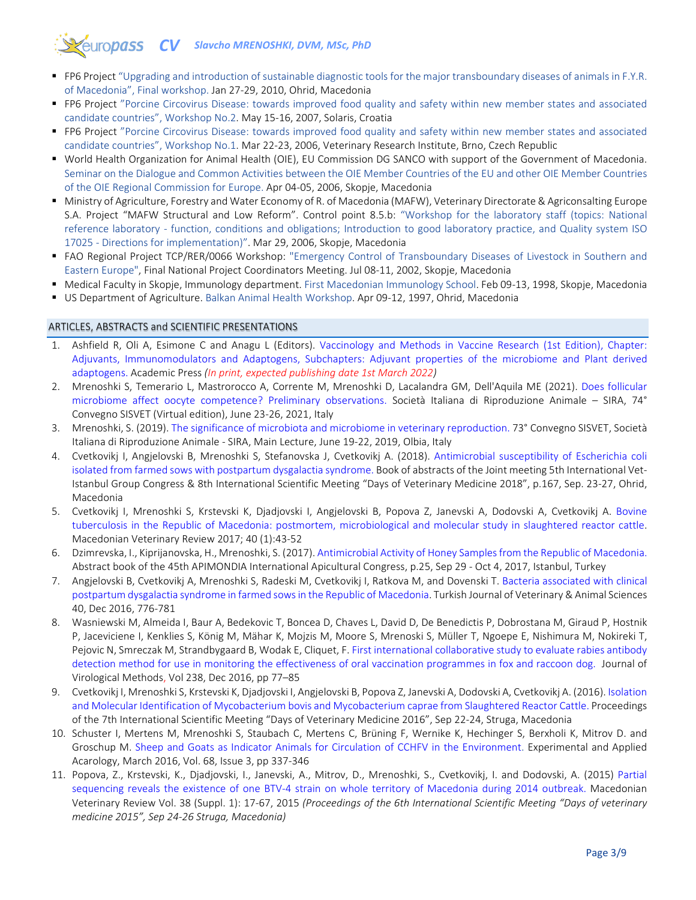- FP6 Project "Upgrading and introduction of sustainable diagnostic tools for the major transboundary diseases of animals in F.Y.R. of Macedonia", Final workshop. Jan 27-29, 2010, Ohrid, Macedonia
- FP6 Project "Porcine Circovirus Disease: towards improved food quality and safety within new member states and associated candidate countries", Workshop No.2. May 15-16, 2007, Solaris, Croatia
- FP6 Project "Porcine Circovirus Disease: towards improved food quality and safety within new member states and associated candidate countries", Workshop No.1. Mar 22-23, 2006, Veterinary Research Institute, Brno, Czech Republic
- World Health Organization for Animal Health (OIE), EU Commission DG SANCO with support of the Government of Macedonia. Seminar on the Dialogue and Common Activities between the OIE Member Countries of the EU and other OIE Member Countries of the OIE Regional Commission for Europe. Apr 04-05, 2006, Skopje, Macedonia
- Ministry of Agriculture, Forestry and Water Economy of R. of Macedonia (MAFW), Veterinary Directorate & Agriconsalting Europe S.A. Project "MAFW Structural and Low Reform". Control point 8.5.b: "Workshop for the laboratory staff (topics: National reference laboratory - function, conditions and obligations; Introduction to good laboratory practice, and Quality system ISO 17025 - Directions for implementation)". Mar 29, 2006, Skopje, Macedonia
- FAO Regional Project TCP/RER/0066 Workshop: "Emergency Control of Transboundary Diseases of Livestock in Southern and Eastern Europe", Final National Project Coordinators Meeting. Jul 08-11, 2002, Skopje, Macedonia
- Medical Faculty in Skopje, Immunology department. First Macedonian Immunology School. Feb 09-13, 1998, Skopje, Macedonia
- US Department of Agriculture. Balkan Animal Health Workshop. Apr 09-12, 1997, Ohrid, Macedonia

## ARTICLES, ABSTRACTS and SCIENTIFIC PRESENTATIONS

1. Ashfield R, Oli A, Esimone C and Anagu L (Editors). Vaccinology and Methods in Vaccine Research (1st Edition), Chapter: Adjuvants, Immunomodulators and Adaptogens, Subchapters: Adjuvant properties of the microbiome and Plant derived adaptogens. Academic Press *(In print, expected publishing date 1st March 2022)*
2. Mrenoshki S, Temerario L, Mastrorocco A, Corrente M, Mrenoshki D, Lacalandra GM, Dell'Aquila ME (2021). Does follicular microbiome affect oocyte competence? Preliminary observations. Società Italiana di Riproduzione Animale – SIRA, 74° Convegno SISVET (Virtual edition), June 23-26, 2021, Italy
3. Mrenoshki, S. (2019). The significance of microbiota and microbiome in veterinary reproduction. 73° Convegno SISVET, Società Italiana di Riproduzione Animale - SIRA, Main Lecture, June 19-22, 2019, Olbia, Italy
4. Cvetkovikj I, Angjelovski B, Mrenoshki S, Stefanovska J, Cvetkovikj A. (2018). Antimicrobial susceptibility of Escherichia coli isolated from farmed sows with postpartum dysgalactia syndrome. Book of abstracts of the Joint meeting 5th International Vet-Istanbul Group Congress & 8th International Scientific Meeting "Days of Veterinary Medicine 2018", p.167, Sep. 23-27, Ohrid, Macedonia
5. Cvetkovikj I, Mrenoshki S, Krstevski K, Djadjovski I, Angjelovski B, Popova Z, Janevski A, Dodovski A, Cvetkovikj A. Bovine tuberculosis in the Republic of Macedonia: postmortem, microbiological and molecular study in slaughtered reactor cattle. Macedonian Veterinary Review 2017; 40 (1):43-52
6. Dzimrevska, I., Kiprijanovska, H., Mrenoshki, S. (2017). Antimicrobial Activity of Honey Samples from the Republic of Macedonia. Abstract book of the 45th APIMONDIA International Apicultural Congress, p.25, Sep 29 - Oct 4, 2017, Istanbul, Turkey
7. Angjelovski B, Cvetkovikj A, Mrenoshki S, Radeski M, Cvetkovikj I, Ratkova M, and Dovenski T. Bacteria associated with clinical postpartum dysgalactia syndrome in farmed sows in the Republic of Macedonia. Turkish Journal of Veterinary & Animal Sciences 40, Dec 2016, 776-781
8. Wasniewski M, Almeida I, Baur A, Bedekovic T, Boncea D, Chaves L, David D, De Benedictis P, Dobrostana M, Giraud P, Hostnik P, Jaceviciene I, Kenklies S, König M, Mähar K, Mojzis M, Moore S, Mrenoski S, Müller T, Ngoepe E, Nishimura M, Nokireki T, Pejovic N, Smreczak M, Strandbygaard B, Wodak E, Cliquet, F. First international collaborative study to evaluate rabies antibody detection method for use in monitoring the effectiveness of oral vaccination programmes in fox and raccoon dog. Journal of Virological Methods, Vol 238, Dec 2016, pp 77–85
9. Cvetkovikj I, Mrenoshki S, Krstevski K, Djadjovski I, Angjelovski B, Popova Z, Janevski A, Dodovski A, Cvetkovikj A. (2016). Isolation and Molecular Identification of Mycobacterium bovis and Mycobacterium caprae from Slaughtered Reactor Cattle. Proceedings of the 7th International Scientific Meeting "Days of Veterinary Medicine 2016", Sep 22-24, Struga, Macedonia
10. Schuster I, Mertens M, Mrenoshki S, Staubach C, Mertens C, Brüning F, Wernike K, Hechinger S, Berxholi K, Mitrov D. and Groschup M. Sheep and Goats as Indicator Animals for Circulation of CCHFV in the Environment. Experimental and Applied Acarology, March 2016, Vol. 68, Issue 3, pp 337-346
11. Popova, Z., Krstevski, K., Djadjovski, I., Janevski, A., Mitrov, D., Mrenoshki, S., Cvetkovikj, I. and Dodovski, A. (2015) Partial sequencing reveals the existence of one BTV-4 strain on whole territory of Macedonia during 2014 outbreak. Macedonian Veterinary Review Vol. 38 (Suppl. 1): 17-67, 2015 *(Proceedings of the 6th International Scientific Meeting "Days of veterinary medicine 2015", Sep 24-26 Struga, Macedonia)*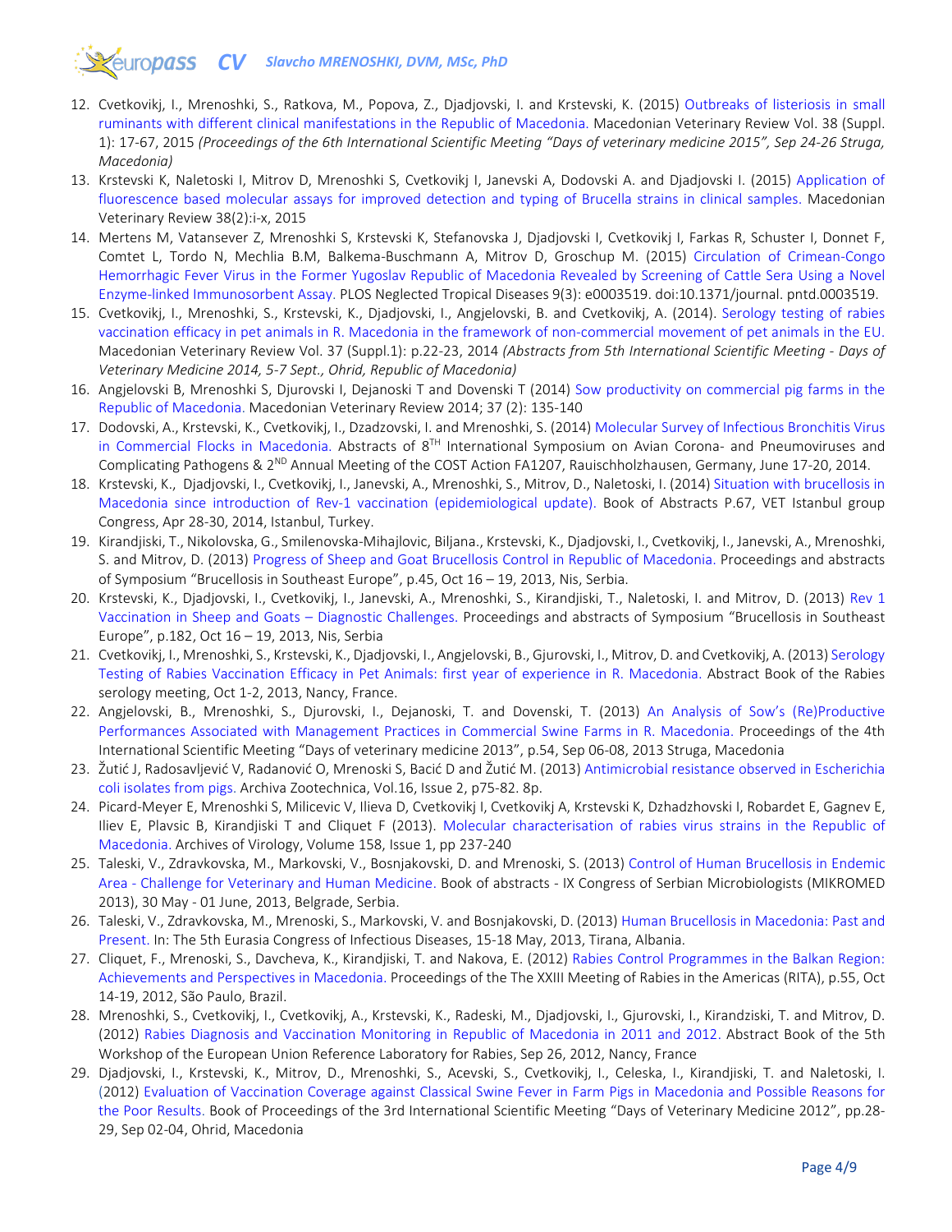12. Cvetkovikj, I., Mrenoshki, S., Ratkova, M., Popova, Z., Djadjovski, I. and Krstevski, K. (2015) Outbreaks of listeriosis in small ruminants with different clinical manifestations in the Republic of Macedonia. Macedonian Veterinary Review Vol. 38 (Suppl. 1): 17-67, 2015 *(Proceedings of the 6th International Scientific Meeting "Days of veterinary medicine 2015", Sep 24-26 Struga, Macedonia)*
13. Krstevski K, Naletoski I, Mitrov D, Mrenoshki S, Cvetkovikj I, Janevski A, Dodovski A. and Djadjovski I. (2015) Application of fluorescence based molecular assays for improved detection and typing of Brucella strains in clinical samples. Macedonian Veterinary Review 38(2):i-x, 2015
14. Mertens M, Vatansever Z, Mrenoshki S, Krstevski K, Stefanovska J, Djadjovski I, Cvetkovikj I, Farkas R, Schuster I, Donnet F, Comtet L, Tordo N, Mechlia B.M, Balkema-Buschmann A, Mitrov D, Groschup M. (2015) Circulation of Crimean-Congo Hemorrhagic Fever Virus in the Former Yugoslav Republic of Macedonia Revealed by Screening of Cattle Sera Using a Novel Enzyme-linked Immunosorbent Assay. PLOS Neglected Tropical Diseases 9(3): e0003519. doi:10.1371/journal. pntd.0003519.
15. Cvetkovikj, I., Mrenoshki, S., Krstevski, K., Djadjovski, I., Angjelovski, B. and Cvetkovikj, A. (2014). Serology testing of rabies vaccination efficacy in pet animals in R. Macedonia in the framework of non-commercial movement of pet animals in the EU. Macedonian Veterinary Review Vol. 37 (Suppl.1): p.22-23, 2014 *(Abstracts from 5th International Scientific Meeting - Days of Veterinary Medicine 2014, 5-7 Sept., Ohrid, Republic of Macedonia)*
16. Angjelovski B, Mrenoshki S, Djurovski I, Dejanoski T and Dovenski T (2014) Sow productivity on commercial pig farms in the Republic of Macedonia. Macedonian Veterinary Review 2014; 37 (2): 135-140
17. Dodovski, A., Krstevski, K., Cvetkovikj, I., Dzadzovski, I. and Mrenoshki, S. (2014) Molecular Survey of Infectious Bronchitis Virus in Commercial Flocks in Macedonia. Abstracts of 8[TH] International Symposium on Avian Corona- and Pneumoviruses and Complicating Pathogens & 2[ND] Annual Meeting of the COST Action FA1207, Rauischholzhausen, Germany, June 17-20, 2014.
18. Krstevski, K., Djadjovski, I., Cvetkovikj, I., Janevski, A., Mrenoshki, S., Mitrov, D., Naletoski, I. (2014) Situation with brucellosis in Macedonia since introduction of Rev-1 vaccination (epidemiological update). Book of Abstracts P.67, VET Istanbul group Congress, Apr 28-30, 2014, Istanbul, Turkey.
19. Kirandjiski, T., Nikolovska, G., Smilenovska-Mihajlovic, Biljana., Krstevski, K., Djadjovski, I., Cvetkovikj, I., Janevski, A., Mrenoshki, S. and Mitrov, D. (2013) Progress of Sheep and Goat Brucellosis Control in Republic of Macedonia. Proceedings and abstracts of Symposium "Brucellosis in Southeast Europe", p.45, Oct 16 – 19, 2013, Nis, Serbia.
20. Krstevski, K., Djadjovski, I., Cvetkovikj, I., Janevski, A., Mrenoshki, S., Kirandjiski, T., Naletoski, I. and Mitrov, D. (2013) Rev 1 Vaccination in Sheep and Goats – Diagnostic Challenges. Proceedings and abstracts of Symposium "Brucellosis in Southeast Europe", p.182, Oct 16 – 19, 2013, Nis, Serbia
21. Cvetkovikj, I., Mrenoshki, S., Krstevski, K., Djadjovski, I., Angjelovski, B., Gjurovski, I., Mitrov, D. and Cvetkovikj, A. (2013) Serology Testing of Rabies Vaccination Efficacy in Pet Animals: first year of experience in R. Macedonia. Abstract Book of the Rabies serology meeting, Oct 1-2, 2013, Nancy, France.
22. Angjelovski, B., Mrenoshki, S., Djurovski, I., Dejanoski, T. and Dovenski, T. (2013) An Analysis of Sow's (Re)Productive Performances Associated with Management Practices in Commercial Swine Farms in R. Macedonia. Proceedings of the 4th International Scientific Meeting "Days of veterinary medicine 2013", p.54, Sep 06-08, 2013 Struga, Macedonia
23. Žutić J, Radosavljević V, Radanović O, Mrenoski S, Bacić D and Žutić M. (2013) Antimicrobial resistance observed in Escherichia coli isolates from pigs. Archiva Zootechnica, Vol.16, Issue 2, p75-82. 8p.
24. Picard-Meyer E, Mrenoski S, Milicevic V, Ilieva D, Cvetkovikj I, Cvetkovikj A, Krstevski K, Dzhadzhovski I, Robardet E, Gagnev E, Iliev E, Plavsic B, Kirandjiski T and Cliquet F (2013). Molecular characterisation of rabies virus strains in the Republic of Macedonia. Archives of Virology, Volume 158, Issue 1, pp 237-240
25. Taleski, V., Zdravkovska, M., Markovski, V., Bosnjakovski, D. and Mrenoski, S. (2013) Control of Human Brucellosis in Endemic Area - Challenge for Veterinary and Human Medicine. Book of abstracts - IX Congress of Serbian Microbiologists (MIKROMED 2013), 30 May - 01 June, 2013, Belgrade, Serbia.
26. Taleski, V., Zdravkovska, M., Mrenoski, S., Markovski, V. and Bosnjakovski, D. (2013) Human Brucellosis in Macedonia: Past and Present. In: The 5th Eurasia Congress of Infectious Diseases, 15-18 May, 2013, Tirana, Albania.
27. Cliquet, F., Mrenoski, S., Davcheva, K., Kirandjiski, T. and Nakova, E. (2012) Rabies Control Programmes in the Balkan Region: Achievements and Perspectives in Macedonia. Proceedings of the The XXIII Meeting of Rabies in the Americas (RITA), p.55, Oct 14-19, 2012, São Paulo, Brazil.
28. Mrenoshki, S., Cvetkovikj, I., Cvetkovikj, A., Krstevski, K., Radeski, M., Djadjovski, I., Gjurovski, I., Kirandziski, T. and Mitrov, D. (2012) Rabies Diagnosis and Vaccination Monitoring in Republic of Macedonia in 2011 and 2012. Abstract Book of the 5th Workshop of the European Union Reference Laboratory for Rabies, Sep 26, 2012, Nancy, France
29. Djadjovski, I., Krstevski, K., Mitrov, D., Mrenoshki, S., Acevski, S., Cvetkovikj, I., Celeska, I., Kirandjiski, T. and Naletoski, I. (2012) Evaluation of Vaccination Coverage against Classical Swine Fever in Farm Pigs in Macedonia and Possible Reasons for the Poor Results. Book of Proceedings of the 3rd International Scientific Meeting "Days of Veterinary Medicine 2012", pp.28-29, Sep 02-04, Ohrid, Macedonia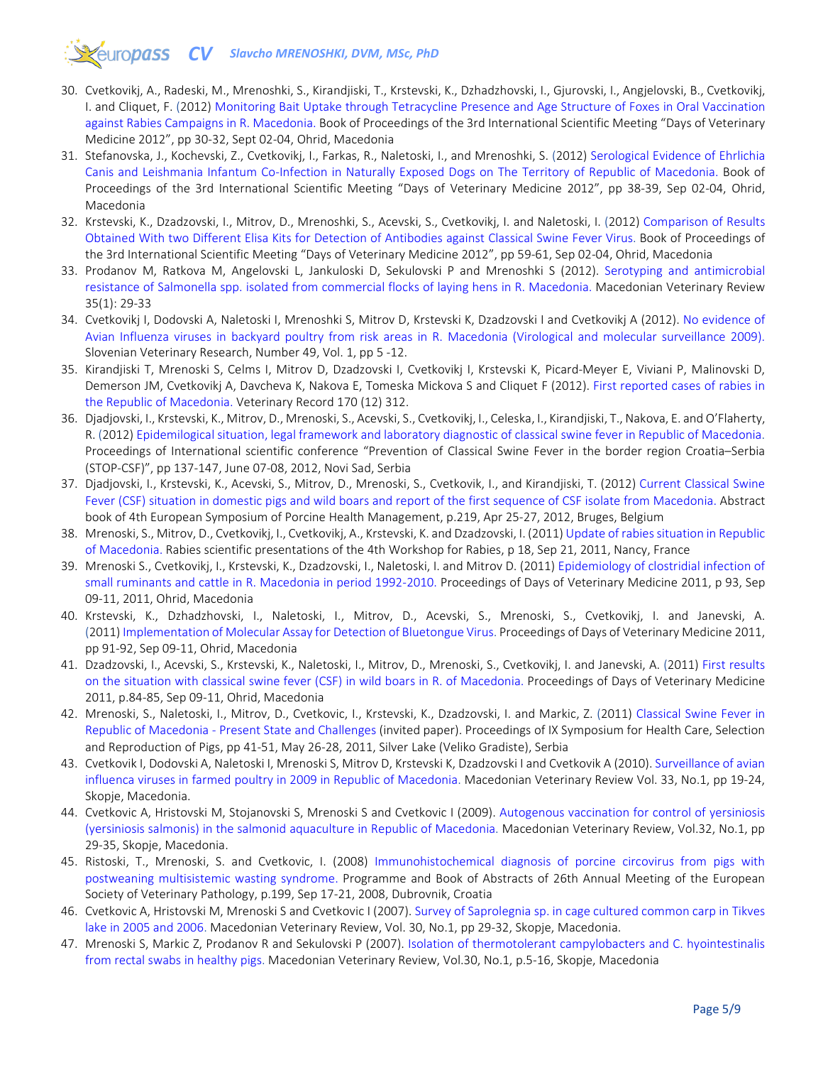30. Cvetkovikj, A., Radeski, M., Mrenoshki, S., Kirandjiski, T., Krstevski, K., Dzhadzhovski, I., Gjurovski, I., Angjelovski, B., Cvetkovikj, I. and Cliquet, F. (2012) Monitoring Bait Uptake through Tetracycline Presence and Age Structure of Foxes in Oral Vaccination against Rabies Campaigns in R. Macedonia. Book of Proceedings of the 3rd International Scientific Meeting “Days of Veterinary Medicine 2012”, pp 30-32, Sept 02-04, Ohrid, Macedonia
31. Stefanovska, J., Kochevski, Z., Cvetkovikj, I., Farkas, R., Naletoski, I., and Mrenoshki, S. (2012) Serological Evidence of Ehrlichia Canis and Leishmania Infantum Co-Infection in Naturally Exposed Dogs on The Territory of Republic of Macedonia. Book of Proceedings of the 3rd International Scientific Meeting “Days of Veterinary Medicine 2012”, pp 38-39, Sep 02-04, Ohrid, Macedonia
32. Krstevski, K., Dzadzovski, I., Mitrov, D., Mrenoshki, S., Acevski, S., Cvetkovikj, I. and Naletoski, I. (2012) Comparison of Results Obtained With two Different Elisa Kits for Detection of Antibodies against Classical Swine Fever Virus. Book of Proceedings of the 3rd International Scientific Meeting “Days of Veterinary Medicine 2012”, pp 59-61, Sep 02-04, Ohrid, Macedonia
33. Prodanov M, Ratkova M, Angelovski L, Jankuloski D, Sekulovski P and Mrenoshki S (2012). Serotyping and antimicrobial resistance of Salmonella spp. isolated from commercial flocks of laying hens in R. Macedonia. Macedonian Veterinary Review 35(1): 29-33
34. Cvetkovikj I, Dodovski A, Naletoski I, Mrenoshki S, Mitrov D, Krstevski K, Dzadzovski I and Cvetkovikj A (2012). No evidence of Avian Influenza viruses in backyard poultry from risk areas in R. Macedonia (Virological and molecular surveillance 2009). Slovenian Veterinary Research, Number 49, Vol. 1, pp 5 -12.
35. Kirandjiski T, Mrenoski S, Celms I, Mitrov D, Dzadzovski I, Cvetkovikj I, Krstevski K, Picard-Meyer E, Viviani P, Malinovski D, Demerson JM, Cvetkovikj A, Davcheva K, Nakova E, Tomeska Mickova S and Cliquet F (2012). First reported cases of rabies in the Republic of Macedonia. Veterinary Record 170 (12) 312.
36. Djadjovski, I., Krstevski, K., Mitrov, D., Mrenoski, S., Acevski, S., Cvetkovikj, I., Celeska, I., Kirandjiski, T., Nakova, E. and O’Flaherty, R. (2012) Epidemilogical situation, legal framework and laboratory diagnostic of classical swine fever in Republic of Macedonia. Proceedings of International scientific conference “Prevention of Classical Swine Fever in the border region Croatia–Serbia (STOP-CSF)”, pp 137-147, June 07-08, 2012, Novi Sad, Serbia
37. Djadjovski, I., Krstevski, K., Acevski, S., Mitrov, D., Mrenoski, S., Cvetkovik, I., and Kirandjiski, T. (2012) Current Classical Swine Fever (CSF) situation in domestic pigs and wild boars and report of the first sequence of CSF isolate from Macedonia. Abstract book of 4th European Symposium of Porcine Health Management, p.219, Apr 25-27, 2012, Bruges, Belgium
38. Mrenoski, S., Mitrov, D., Cvetkovikj, I., Cvetkovikj, A., Krstevski, K. and Dzadzovski, I. (2011) Update of rabies situation in Republic of Macedonia. Rabies scientific presentations of the 4th Workshop for Rabies, p 18, Sep 21, 2011, Nancy, France
39. Mrenoski S., Cvetkovikj, I., Krstevski, K., Dzadzovski, I., Naletoski, I. and Mitrov D. (2011) Epidemiology of clostridial infection of small ruminants and cattle in R. Macedonia in period 1992-2010. Proceedings of Days of Veterinary Medicine 2011, p 93, Sep 09-11, 2011, Ohrid, Macedonia
40. Krstevski, K., Dzhadzhovski, I., Naletoski, I., Mitrov, D., Acevski, S., Mrenoski, S., Cvetkovikj, I. and Janevski, A. (2011) Implementation of Molecular Assay for Detection of Bluetongue Virus. Proceedings of Days of Veterinary Medicine 2011, pp 91-92, Sep 09-11, Ohrid, Macedonia
41. Dzadzovski, I., Acevski, S., Krstevski, K., Naletoski, I., Mitrov, D., Mrenoski, S., Cvetkovikj, I. and Janevski, A. (2011) First results on the situation with classical swine fever (CSF) in wild boars in R. of Macedonia. Proceedings of Days of Veterinary Medicine 2011, p.84-85, Sep 09-11, Ohrid, Macedonia
42. Mrenoski, S., Naletoski, I., Mitrov, D., Cvetkovic, I., Krstevski, K., Dzadzovski, I. and Markic, Z. (2011) Classical Swine Fever in Republic of Macedonia - Present State and Challenges (invited paper). Proceedings of IX Symposium for Health Care, Selection and Reproduction of Pigs, pp 41-51, May 26-28, 2011, Silver Lake (Veliko Gradiste), Serbia
43. Cvetkovik I, Dodovski A, Naletoski I, Mrenoski S, Mitrov D, Krstevski K, Dzadzovski I and Cvetkovik A (2010). Surveillance of avian influenca viruses in farmed poultry in 2009 in Republic of Macedonia. Macedonian Veterinary Review Vol. 33, No.1, pp 19-24, Skopje, Macedonia.
44. Cvetkovic A, Hristovski M, Stojanovski S, Mrenoski S and Cvetkovic I (2009). Autogenous vaccination for control of yersiniosis (yersiniosis salmonis) in the salmonid aquaculture in Republic of Macedonia. Macedonian Veterinary Review, Vol.32, No.1, pp 29-35, Skopje, Macedonia.
45. Ristoski, T., Mrenoski, S. and Cvetkovic, I. (2008) Immunohistochemical diagnosis of porcine circovirus from pigs with postweaning multisistemic wasting syndrome. Programme and Book of Abstracts of 26th Annual Meeting of the European Society of Veterinary Pathology, p.199, Sep 17-21, 2008, Dubrovnik, Croatia
46. Cvetkovic A, Hristovski M, Mrenoski S and Cvetkovic I (2007). Survey of Saprolegnia sp. in cage cultured common carp in Tikves lake in 2005 and 2006. Macedonian Veterinary Review, Vol. 30, No.1, pp 29-32, Skopje, Macedonia.
47. Mrenoski S, Markic Z, Prodanov R and Sekulovski P (2007). Isolation of thermotolerant campylobacters and C. hyointestinalis from rectal swabs in healthy pigs. Macedonian Veterinary Review, Vol.30, No.1, p.5-16, Skopje, Macedonia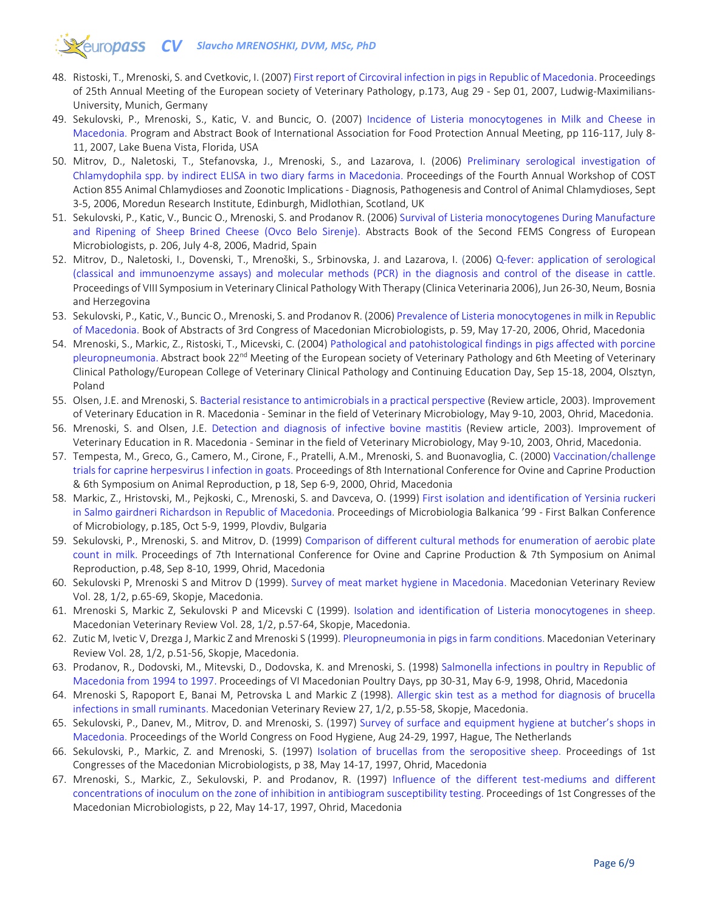48. Ristoski, T., Mrenoski, S. and Cvetkovic, I. (2007) First report of Circoviral infection in pigs in Republic of Macedonia. Proceedings of 25th Annual Meeting of the European society of Veterinary Pathology, p.173, Aug 29 - Sep 01, 2007, Ludwig-Maximilians-University, Munich, Germany
49. Sekulovski, P., Mrenoski, S., Katic, V. and Buncic, O. (2007) Incidence of Listeria monocytogenes in Milk and Cheese in Macedonia. Program and Abstract Book of International Association for Food Protection Annual Meeting, pp 116-117, July 8-11, 2007, Lake Buena Vista, Florida, USA
50. Mitrov, D., Naletoski, T., Stefanovska, J., Mrenoski, S., and Lazarova, I. (2006) Preliminary serological investigation of Chlamydophila spp. by indirect ELISA in two diary farms in Macedonia. Proceedings of the Fourth Annual Workshop of COST Action 855 Animal Chlamydioses and Zoonotic Implications - Diagnosis, Pathogenesis and Control of Animal Chlamydioses, Sept 3-5, 2006, Moredun Research Institute, Edinburgh, Midlothian, Scotland, UK
51. Sekulovski, P., Katic, V., Buncic O., Mrenoski, S. and Prodanov R. (2006) Survival of Listeria monocytogenes During Manufacture and Ripening of Sheep Brined Cheese (Ovco Belo Sirenje). Abstracts Book of the Second FEMS Congress of European Microbiologists, p. 206, July 4-8, 2006, Madrid, Spain
52. Mitrov, D., Naletoski, I., Dovenski, T., Mrenoški, S., Srbinovska, J. and Lazarova, I. (2006) Q-fever: application of serological (classical and immunoenzyme assays) and molecular methods (PCR) in the diagnosis and control of the disease in cattle. Proceedings of VIII Symposium in Veterinary Clinical Pathology With Therapy (Clinica Veterinaria 2006), Jun 26-30, Neum, Bosnia and Herzegovina
53. Sekulovski, P., Katic, V., Buncic O., Mrenoski, S. and Prodanov R. (2006) Prevalence of Listeria monocytogenes in milk in Republic of Macedonia. Book of Abstracts of 3rd Congress of Macedonian Microbiologists, p. 59, May 17-20, 2006, Ohrid, Macedonia
54. Mrenoski, S., Markic, Z., Ristoski, T., Micevski, C. (2004) Pathological and patohistological findings in pigs affected with porcine pleuropneumonia. Abstract book 22nd Meeting of the European society of Veterinary Pathology and 6th Meeting of Veterinary Clinical Pathology/European College of Veterinary Clinical Pathology and Continuing Education Day, Sep 15-18, 2004, Olsztyn, Poland
55. Olsen, J.E. and Mrenoski, S. Bacterial resistance to antimicrobials in a practical perspective (Review article, 2003). Improvement of Veterinary Education in R. Macedonia - Seminar in the field of Veterinary Microbiology, May 9-10, 2003, Ohrid, Macedonia.
56. Mrenoski, S. and Olsen, J.E. Detection and diagnosis of infective bovine mastitis (Review article, 2003). Improvement of Veterinary Education in R. Macedonia - Seminar in the field of Veterinary Microbiology, May 9-10, 2003, Ohrid, Macedonia.
57. Tempesta, M., Greco, G., Camero, M., Cirone, F., Pratelli, A.M., Mrenoski, S. and Buonavoglia, C. (2000) Vaccination/challenge trials for caprine herpesvirus I infection in goats. Proceedings of 8th International Conference for Ovine and Caprine Production & 6th Symposium on Animal Reproduction, p 18, Sep 6-9, 2000, Ohrid, Macedonia
58. Markic, Z., Hristovski, M., Pejkoski, C., Mrenoski, S. and Davceva, O. (1999) First isolation and identification of Yersinia ruckeri in Salmo gairdneri Richardson in Republic of Macedonia. Proceedings of Microbiologia Balkanica '99 - First Balkan Conference of Microbiology, p.185, Oct 5-9, 1999, Plovdiv, Bulgaria
59. Sekulovski, P., Mrenoski, S. and Mitrov, D. (1999) Comparison of different cultural methods for enumeration of aerobic plate count in milk. Proceedings of 7th International Conference for Ovine and Caprine Production & 7th Symposium on Animal Reproduction, p.48, Sep 8-10, 1999, Ohrid, Macedonia
60. Sekulovski P, Mrenoski S and Mitrov D (1999). Survey of meat market hygiene in Macedonia. Macedonian Veterinary Review Vol. 28, 1/2, p.65-69, Skopje, Macedonia.
61. Mrenoski S, Markic Z, Sekulovski P and Micevski C (1999). Isolation and identification of Listeria monocytogenes in sheep. Macedonian Veterinary Review Vol. 28, 1/2, p.57-64, Skopje, Macedonia.
62. Zutic M, Ivetic V, Drezga J, Markic Z and Mrenoski S (1999). Pleuropneumonia in pigs in farm conditions. Macedonian Veterinary Review Vol. 28, 1/2, p.51-56, Skopje, Macedonia.
63. Prodanov, R., Dodovski, M., Mitevski, D., Dodovska, K. and Mrenoski, S. (1998) Salmonella infections in poultry in Republic of Macedonia from 1994 to 1997. Proceedings of VI Macedonian Poultry Days, pp 30-31, May 6-9, 1998, Ohrid, Macedonia
64. Mrenoski S, Rapoport E, Banai M, Petrovska L and Markic Z (1998). Allergic skin test as a method for diagnosis of brucella infections in small ruminants. Macedonian Veterinary Review 27, 1/2, p.55-58, Skopje, Macedonia.
65. Sekulovski, P., Danev, M., Mitrov, D. and Mrenoski, S. (1997) Survey of surface and equipment hygiene at butcher's shops in Macedonia. Proceedings of the World Congress on Food Hygiene, Aug 24-29, 1997, Hague, The Netherlands
66. Sekulovski, P., Markic, Z. and Mrenoski, S. (1997) Isolation of brucellas from the seropositive sheep. Proceedings of 1st Congresses of the Macedonian Microbiologists, p 38, May 14-17, 1997, Ohrid, Macedonia
67. Mrenoski, S., Markic, Z., Sekulovski, P. and Prodanov, R. (1997) Influence of the different test-mediums and different concentrations of inoculum on the zone of inhibition in antibiogram susceptibility testing. Proceedings of 1st Congresses of the Macedonian Microbiologists, p 22, May 14-17, 1997, Ohrid, Macedonia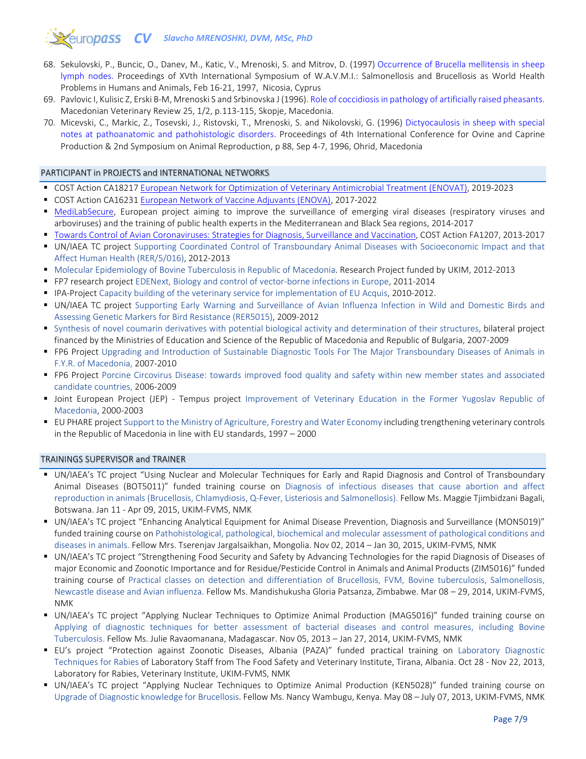68. Sekulovski, P., Buncic, O., Danev, M., Katic, V., Mrenoski, S. and Mitrov, D. (1997) Occurrence of Brucella mellitensis in sheep lymph nodes. Proceedings of XVth International Symposium of W.A.V.M.I.: Salmonellosis and Brucellosis as World Health Problems in Humans and Animals, Feb 16-21, 1997, Nicosia, Cyprus
69. Pavlovic I, Kulisic Z, Erski B-M, Mrenoski S and Srbinovska J (1996). Role of coccidiosis in pathology of artificially raised pheasants. Macedonian Veterinary Review 25, 1/2, p.113-115, Skopje, Macedonia.
70. Micevski, C., Markic, Z., Tosevski, J., Ristovski, T., Mrenoski, S. and Nikolovski, G. (1996) Dictyocaulosis in sheep with special notes at pathoanatomic and pathohistologic disorders. Proceedings of 4th International Conference for Ovine and Caprine Production & 2nd Symposium on Animal Reproduction, p 88, Sep 4-7, 1996, Ohrid, Macedonia

## PARTICIPANT in PROJECTS and INTERNATIONAL NETWORKS

- COST Action CA18217 European Network for Optimization of Veterinary Antimicrobial Treatment (ENOVAT), 2019-2023
- COST Action CA16231 European Network of Vaccine Adjuvants (ENOVA), 2017-2022
- MediLabSecure, European project aiming to improve the surveillance of emerging viral diseases (respiratory viruses and arboviruses) and the training of public health experts in the Mediterranean and Black Sea regions, 2014-2017
- Towards Control of Avian Coronaviruses: Strategies for Diagnosis, Surveillance and Vaccination, COST Action FA1207, 2013-2017
- UN/IAEA TC project Supporting Coordinated Control of Transboundary Animal Diseases with Socioeconomic Impact and that Affect Human Health (RER/5/016), 2012-2013
- Molecular Epidemiology of Bovine Tuberculosis in Republic of Macedonia. Research Project funded by UKIM, 2012-2013
- FP7 research project EDENext, Biology and control of vector-borne infections in Europe, 2011-2014
- IPA-Project Capacity building of the veterinary service for implementation of EU Acquis, 2010-2012.
- UN/IAEA TC project Supporting Early Warning and Surveillance of Avian Influenza Infection in Wild and Domestic Birds and Assessing Genetic Markers for Bird Resistance (RER5015), 2009-2012
- Synthesis of novel coumarin derivatives with potential biological activity and determination of their structures, bilateral project financed by the Ministries of Education and Science of the Republic of Macedonia and Republic of Bulgaria, 2007-2009
- FP6 Project Upgrading and Introduction of Sustainable Diagnostic Tools For The Major Transboundary Diseases of Animals in F.Y.R. of Macedonia, 2007-2010
- FP6 Project Porcine Circovirus Disease: towards improved food quality and safety within new member states and associated candidate countries, 2006-2009
- Joint European Project (JEP) - Tempus project Improvement of Veterinary Education in the Former Yugoslav Republic of Macedonia, 2000-2003
- EU PHARE project Support to the Ministry of Agriculture, Forestry and Water Economy including trengthening veterinary controls in the Republic of Macedonia in line with EU standards, 1997 – 2000

## TRAININGS SUPERVISOR and TRAINER

- UN/IAEA's TC project "Using Nuclear and Molecular Techniques for Early and Rapid Diagnosis and Control of Transboundary Animal Diseases (BOT5011)" funded training course on Diagnosis of infectious diseases that cause abortion and affect reproduction in animals (Brucellosis, Chlamydiosis, Q-Fever, Listeriosis and Salmonellosis). Fellow Ms. Maggie Tjimbidzani Bagali, Botswana. Jan 11 - Apr 09, 2015, UKIM-FVMS, NMK
- UN/IAEA's TC project "Enhancing Analytical Equipment for Animal Disease Prevention, Diagnosis and Surveillance (MON5019)" funded training course on Pathohistological, pathological, biochemical and molecular assessment of pathological conditions and diseases in animals. Fellow Mrs. Tserenjav Jargalsaikhan, Mongolia. Nov 02, 2014 – Jan 30, 2015, UKIM-FVMS, NMK
- UN/IAEA's TC project "Strengthening Food Security and Safety by Advancing Technologies for the rapid Diagnosis of Diseases of major Economic and Zoonotic Importance and for Residue/Pesticide Control in Animals and Animal Products (ZIM5016)" funded training course of Practical classes on detection and differentiation of Brucellosis, FVM, Bovine tuberculosis, Salmonellosis, Newcastle disease and Avian influenza. Fellow Ms. Mandishukusha Gloria Patsanza, Zimbabwe. Mar 08 – 29, 2014, UKIM-FVMS, NMK
- UN/IAEA's TC project "Applying Nuclear Techniques to Optimize Animal Production (MAG5016)" funded training course on Applying of diagnostic techniques for better assessment of bacterial diseases and control measures, including Bovine Tuberculosis. Fellow Ms. Julie Ravaomanana, Madagascar. Nov 05, 2013 – Jan 27, 2014, UKIM-FVMS, NMK
- EU's project "Protection against Zoonotic Diseases, Albania (PAZA)" funded practical training on Laboratory Diagnostic Techniques for Rabies of Laboratory Staff from The Food Safety and Veterinary Institute, Tirana, Albania. Oct 28 - Nov 22, 2013, Laboratory for Rabies, Veterinary Institute, UKIM-FVMS, NMK
- UN/IAEA's TC project "Applying Nuclear Techniques to Optimize Animal Production (KEN5028)" funded training course on Upgrade of Diagnostic knowledge for Brucellosis. Fellow Ms. Nancy Wambugu, Kenya. May 08 – July 07, 2013, UKIM-FVMS, NMK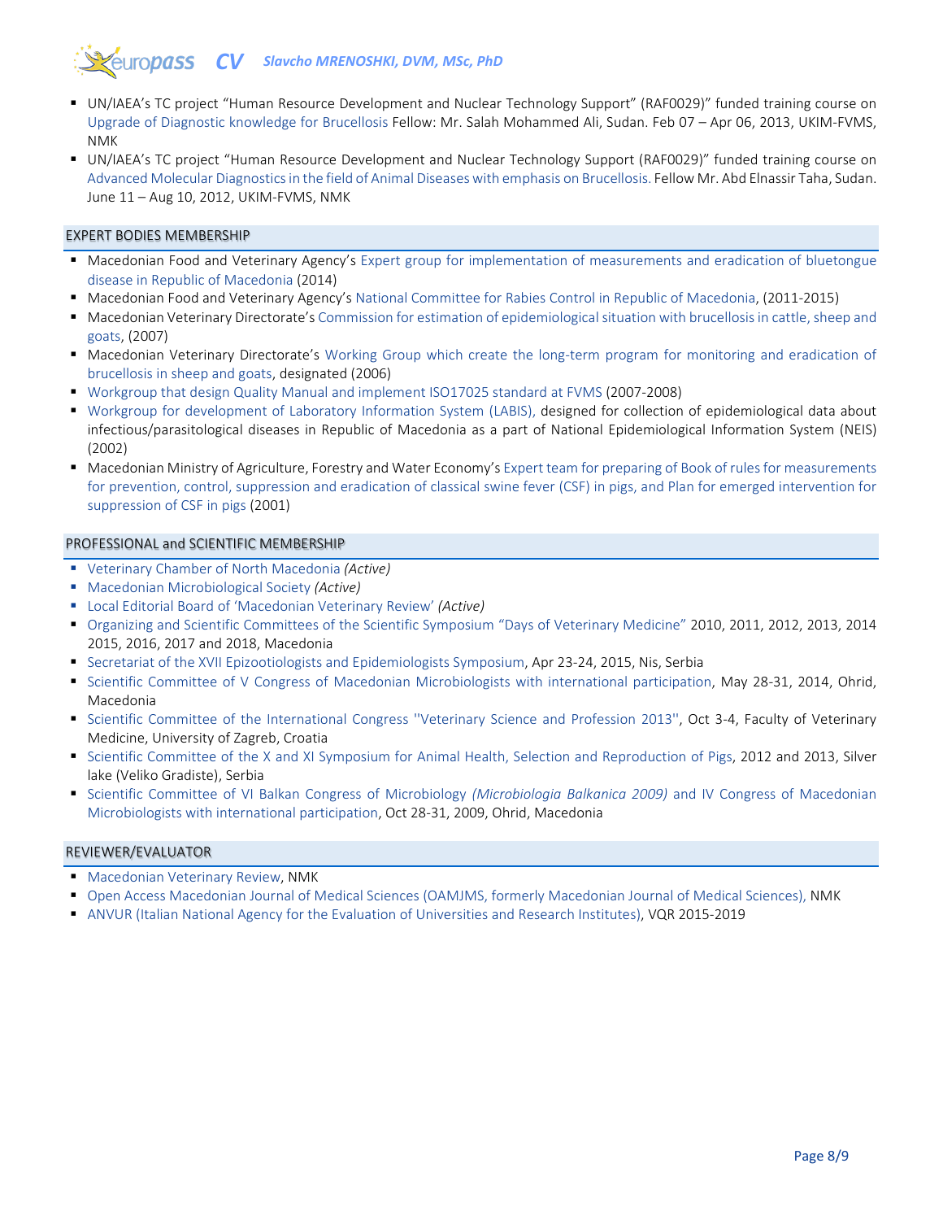- UN/IAEA's TC project "Human Resource Development and Nuclear Technology Support" (RAF0029)" funded training course on Upgrade of Diagnostic knowledge for Brucellosis Fellow: Mr. Salah Mohammed Ali, Sudan. Feb 07 – Apr 06, 2013, UKIM-FVMS, NMK
- UN/IAEA's TC project "Human Resource Development and Nuclear Technology Support (RAF0029)" funded training course on Advanced Molecular Diagnostics in the field of Animal Diseases with emphasis on Brucellosis. Fellow Mr. Abd Elnassir Taha, Sudan. June 11 – Aug 10, 2012, UKIM-FVMS, NMK

## EXPERT BODIES MEMBERSHIP

- Macedonian Food and Veterinary Agency's Expert group for implementation of measurements and eradication of bluetongue disease in Republic of Macedonia (2014)
- Macedonian Food and Veterinary Agency's National Committee for Rabies Control in Republic of Macedonia, (2011-2015)
- Macedonian Veterinary Directorate's Commission for estimation of epidemiological situation with brucellosis in cattle, sheep and goats, (2007)
- Macedonian Veterinary Directorate's Working Group which create the long-term program for monitoring and eradication of brucellosis in sheep and goats, designated (2006)
- Workgroup that design Quality Manual and implement ISO17025 standard at FVMS (2007-2008)
- Workgroup for development of Laboratory Information System (LABIS), designed for collection of epidemiological data about infectious/parasitological diseases in Republic of Macedonia as a part of National Epidemiological Information System (NEIS) (2002)
- Macedonian Ministry of Agriculture, Forestry and Water Economy's Expert team for preparing of Book of rules for measurements for prevention, control, suppression and eradication of classical swine fever (CSF) in pigs, and Plan for emerged intervention for suppression of CSF in pigs (2001)

## PROFESSIONAL and SCIENTIFIC MEMBERSHIP

- Veterinary Chamber of North Macedonia *(Active)*
- Macedonian Microbiological Society *(Active)*
- Local Editorial Board of 'Macedonian Veterinary Review' *(Active)*
- Organizing and Scientific Committees of the Scientific Symposium "Days of Veterinary Medicine" 2010, 2011, 2012, 2013, 2014 2015, 2016, 2017 and 2018, Macedonia
- Secretariat of the XVII Epizootiologists and Epidemiologists Symposium, Apr 23-24, 2015, Nis, Serbia
- Scientific Committee of V Congress of Macedonian Microbiologists with international participation, May 28-31, 2014, Ohrid, Macedonia
- Scientific Committee of the International Congress ''Veterinary Science and Profession 2013'', Oct 3-4, Faculty of Veterinary Medicine, University of Zagreb, Croatia
- Scientific Committee of the X and XI Symposium for Animal Health, Selection and Reproduction of Pigs, 2012 and 2013, Silver lake (Veliko Gradiste), Serbia
- Scientific Committee of VI Balkan Congress of Microbiology *(Microbiologia Balkanica 2009)* and IV Congress of Macedonian Microbiologists with international participation, Oct 28-31, 2009, Ohrid, Macedonia

## REVIEWER/EVALUATOR

- Macedonian Veterinary Review, NMK
- Open Access Macedonian Journal of Medical Sciences (OAMJMS, formerly Macedonian Journal of Medical Sciences), NMK
- ANVUR (Italian National Agency for the Evaluation of Universities and Research Institutes), VQR 2015-2019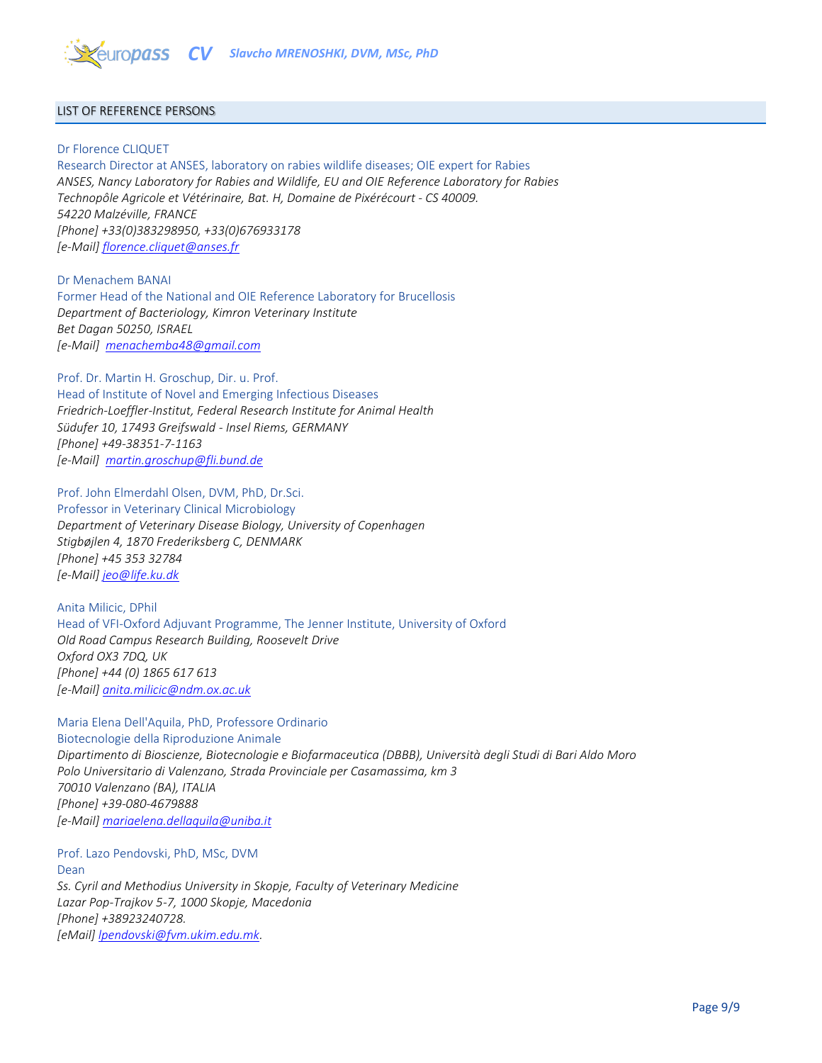## LIST OF REFERENCE PERSONS

Dr Florence CLIQUET
Research Director at ANSES, laboratory on rabies wildlife diseases; OIE expert for Rabies
*ANSES, Nancy Laboratory for Rabies and Wildlife, EU and OIE Reference Laboratory for Rabies*
*Technopôle Agricole et Vétérinaire, Bat. H, Domaine de Pixérécourt - CS 40009.*
*54220 Malzéville, FRANCE*
*[Phone] +33(0)383298950, +33(0)676933178*
*[e-Mail] florence.cliquet@anses.fr*

Dr Menachem BANAI
Former Head of the National and OIE Reference Laboratory for Brucellosis
*Department of Bacteriology, Kimron Veterinary Institute*
*Bet Dagan 50250, ISRAEL*
*[e-Mail] menachemba48@gmail.com*

Prof. Dr. Martin H. Groschup, Dir. u. Prof.
Head of Institute of Novel and Emerging Infectious Diseases
*Friedrich-Loeffler-Institut, Federal Research Institute for Animal Health*
*Südufer 10, 17493 Greifswald - Insel Riems, GERMANY*
*[Phone] +49-38351-7-1163*
*[e-Mail] martin.groschup@fli.bund.de*

Prof. John Elmerdahl Olsen, DVM, PhD, Dr.Sci.
Professor in Veterinary Clinical Microbiology
*Department of Veterinary Disease Biology, University of Copenhagen*
*Stigbøjlen 4, 1870 Frederiksberg C, DENMARK*
*[Phone] +45 353 32784*
*[e-Mail] jeo@life.ku.dk*

Anita Milicic, DPhil
Head of VFI-Oxford Adjuvant Programme, The Jenner Institute, University of Oxford
*Old Road Campus Research Building, Roosevelt Drive*
*Oxford OX3 7DQ, UK*
*[Phone] +44 (0) 1865 617 613*
*[e-Mail] anita.milicic@ndm.ox.ac.uk*

Maria Elena Dell'Aquila, PhD, Professore Ordinario
Biotecnologie della Riproduzione Animale
*Dipartimento di Bioscienze, Biotecnologie e Biofarmaceutica (DBBB), Università degli Studi di Bari Aldo Moro*
*Polo Universitario di Valenzano, Strada Provinciale per Casamassima, km 3*
*70010 Valenzano (BA), ITALIA*
*[Phone] +39-080-4679888*
*[e-Mail] mariaelena.dellaquila@uniba.it*

Prof. Lazo Pendovski, PhD, MSc, DVM
Dean
*Ss. Cyril and Methodius University in Skopje, Faculty of Veterinary Medicine*
*Lazar Pop-Trajkov 5-7, 1000 Skopje, Macedonia*
*[Phone] +38923240728.*
*[eMail] lpendovski@fvm.ukim.edu.mk.*